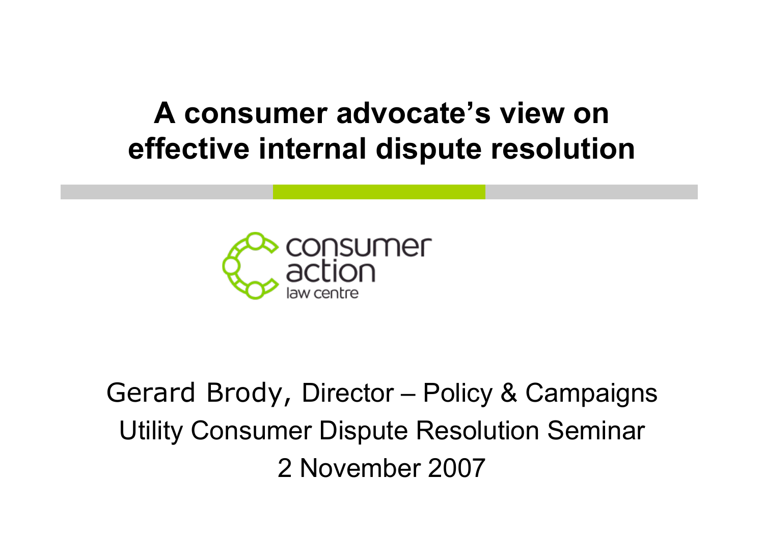# A consumer advocate's view on effective internal dispute resolution

consumer action
law centre

Gerard Brody, Director – Policy & Campaigns

Utility Consumer Dispute Resolution Seminar

2 November 2007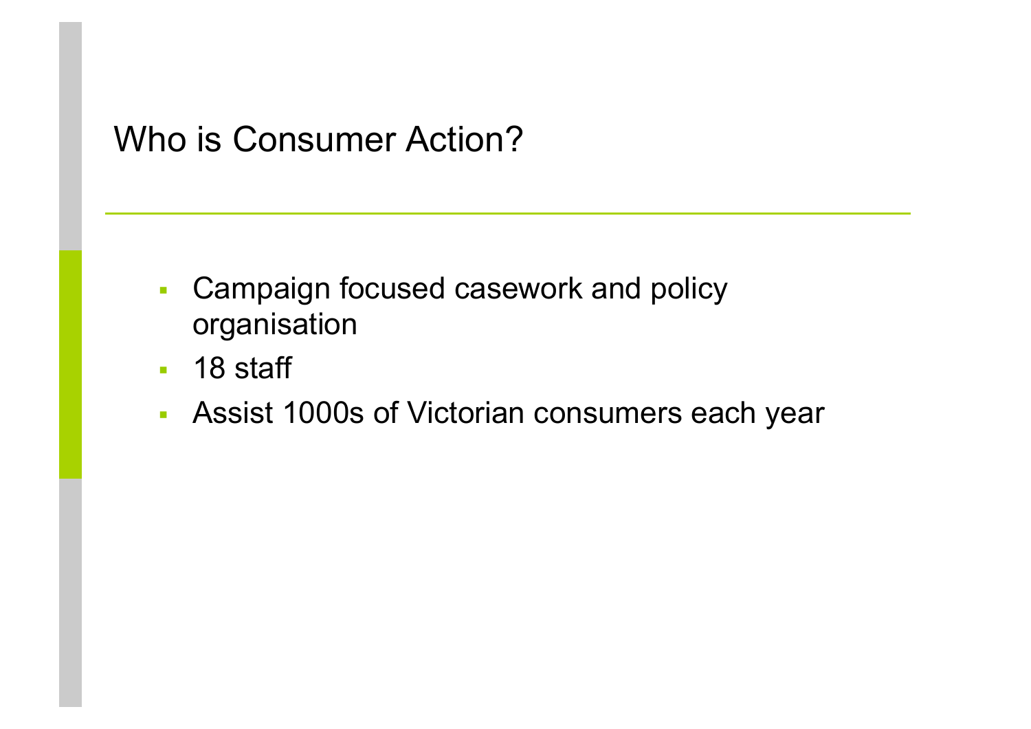# Who is Consumer Action?

- Campaign focused casework and policy organisation
- 18 staff
- Assist 1000s of Victorian consumers each year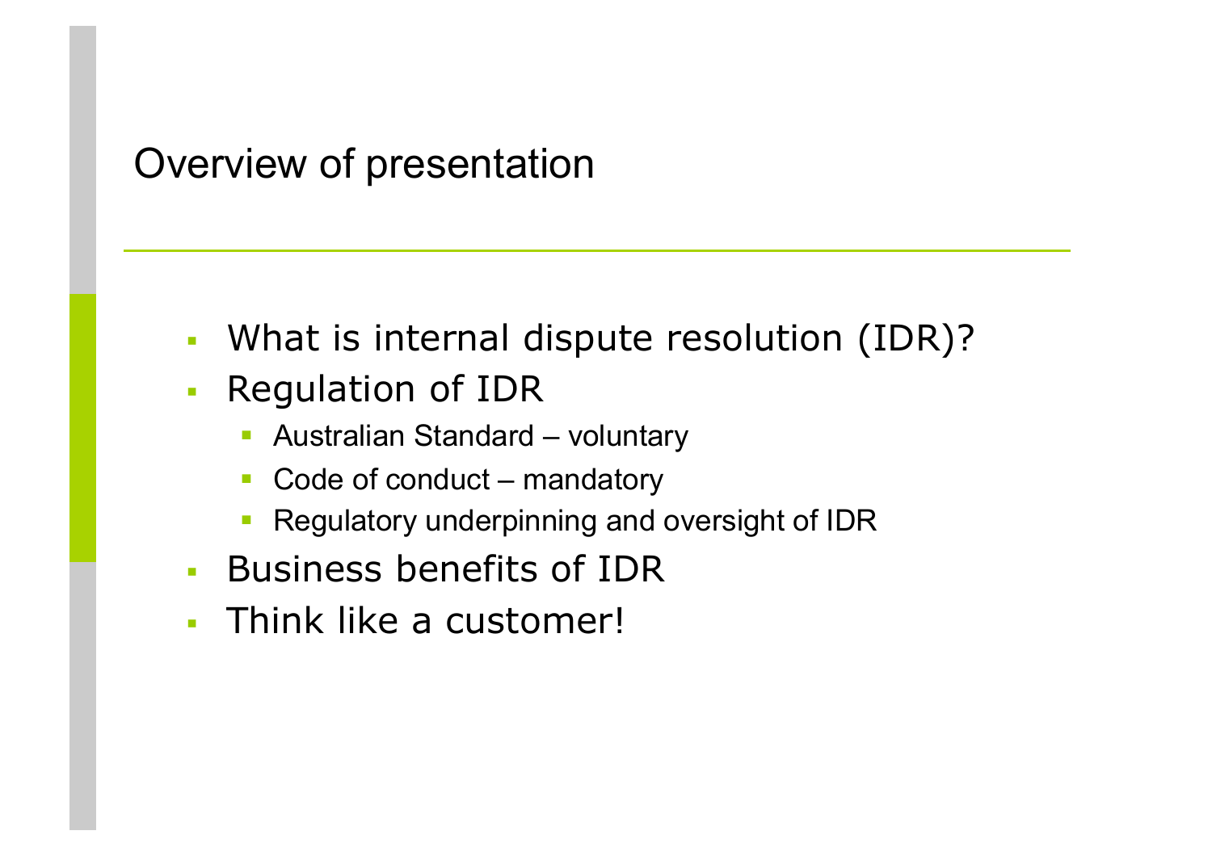# Overview of presentation

- What is internal dispute resolution (IDR)?
- Regulation of IDR
  - Australian Standard – voluntary
  - Code of conduct – mandatory
  - Regulatory underpinning and oversight of IDR
- Business benefits of IDR
- Think like a customer!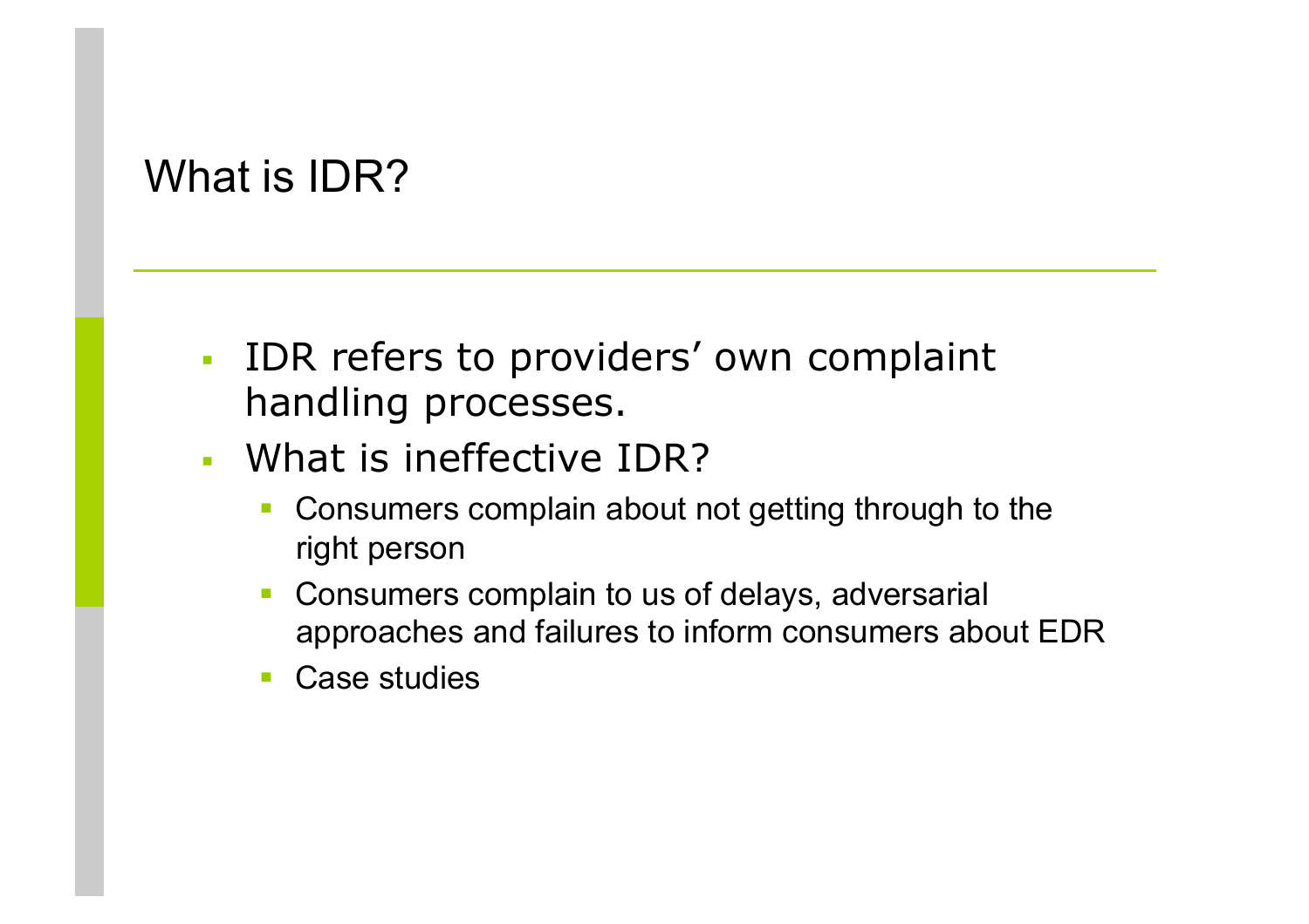# What is IDR?

- IDR refers to providers' own complaint handling processes.
- What is ineffective IDR?
  - Consumers complain about not getting through to the right person
  - Consumers complain to us of delays, adversarial approaches and failures to inform consumers about EDR
  - Case studies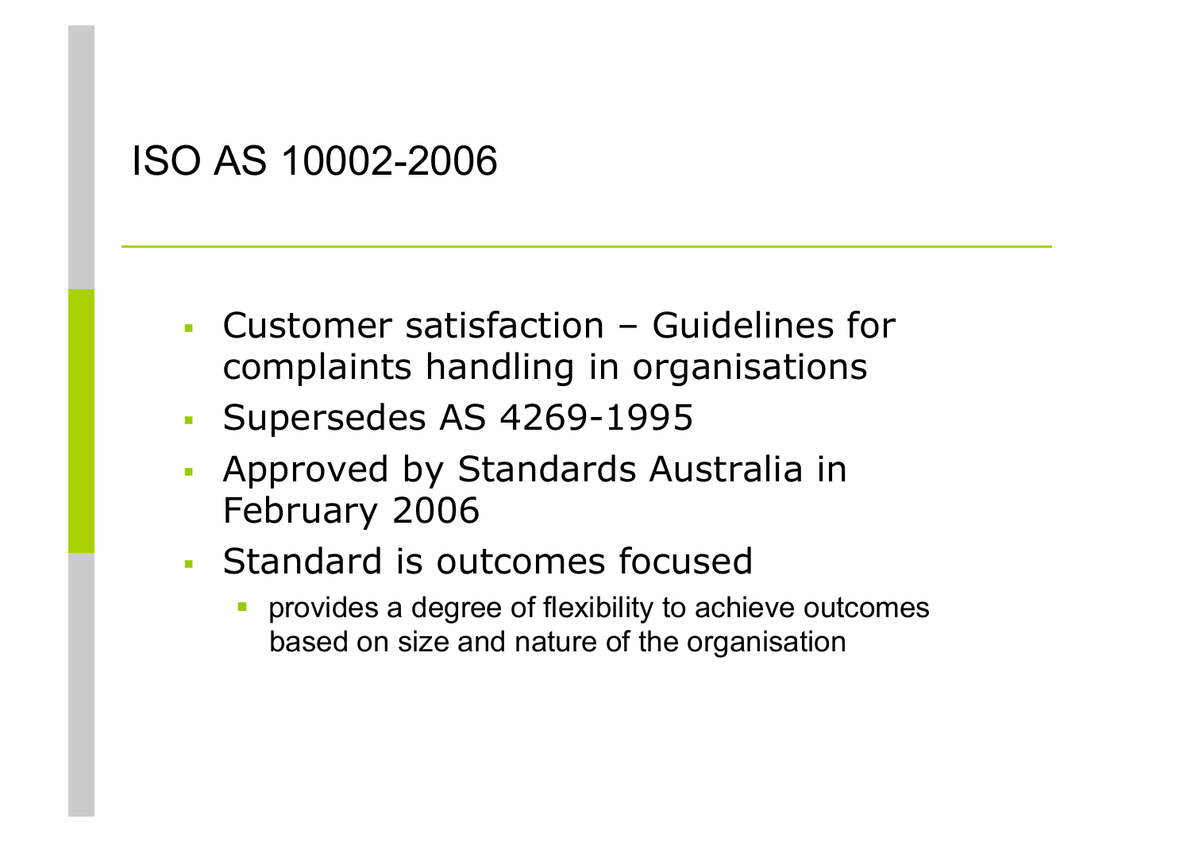# ISO AS 10002-2006

- Customer satisfaction – Guidelines for complaints handling in organisations
- Supersedes AS 4269-1995
- Approved by Standards Australia in February 2006
- Standard is outcomes focused
  - provides a degree of flexibility to achieve outcomes based on size and nature of the organisation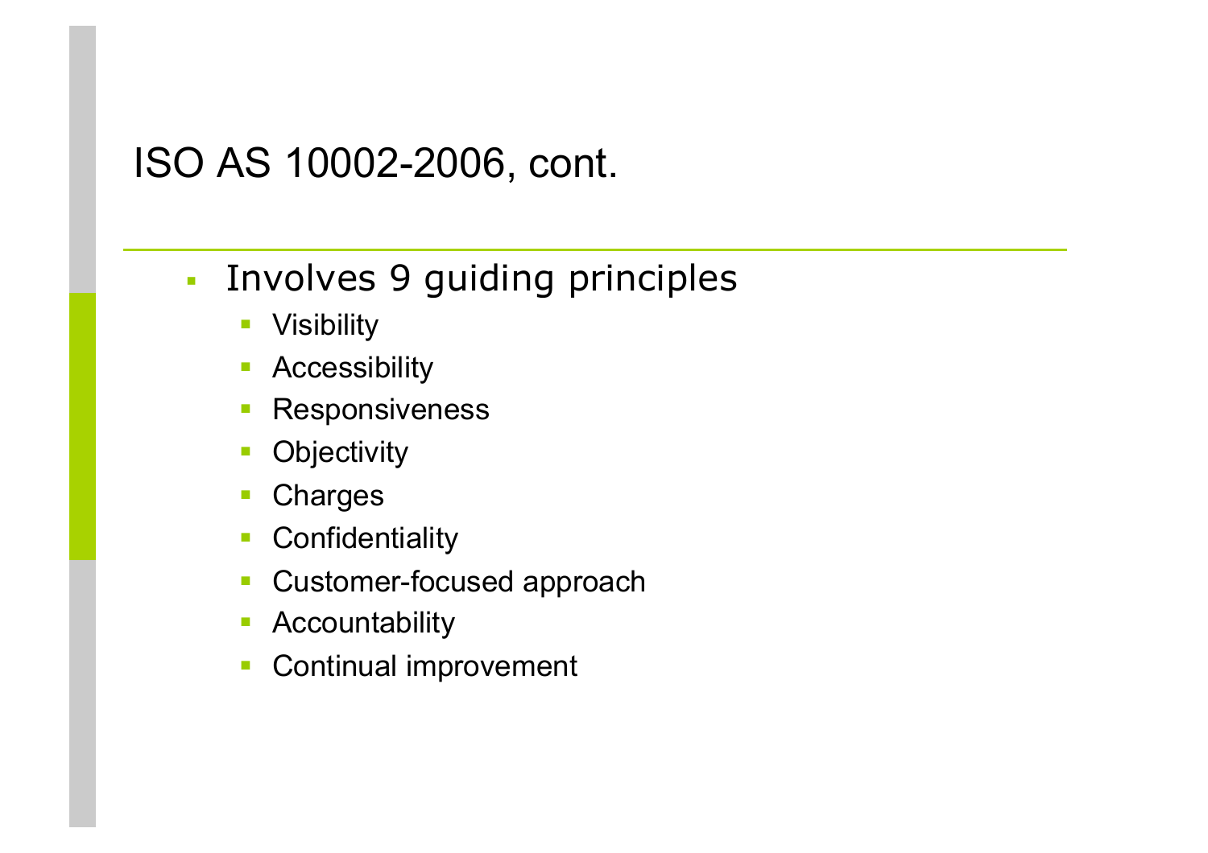# ISO AS 10002-2006, cont.

- Involves 9 guiding principles
  - Visibility
  - Accessibility
  - Responsiveness
  - Objectivity
  - Charges
  - Confidentiality
  - Customer-focused approach
  - Accountability
  - Continual improvement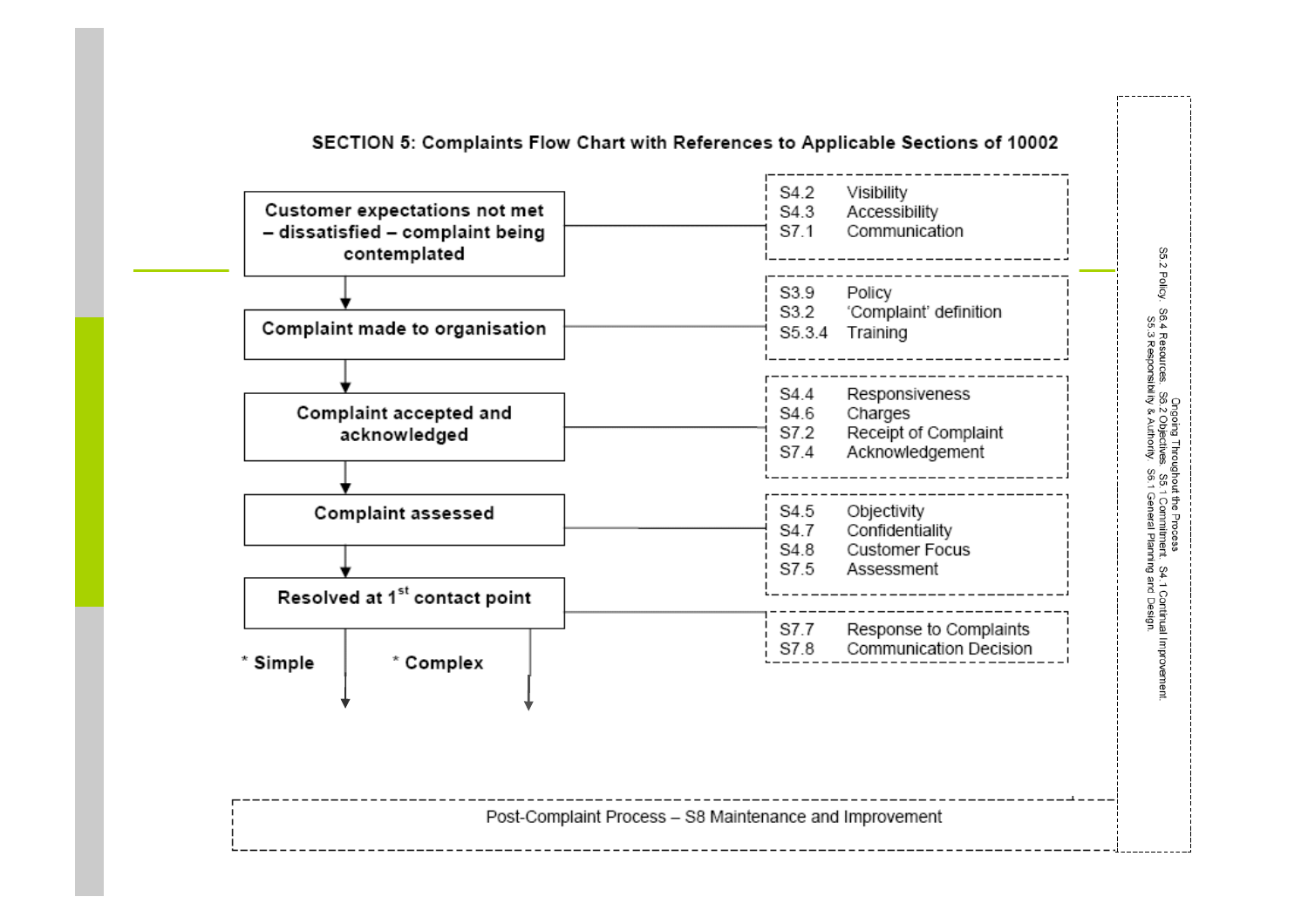## SECTION 5: Complaints Flow Chart with References to Applicable Sections of 10002

| Process Step | Applicable Sections of 10002 |
| --- | --- |
| **Customer expectations not met – dissatisfied – complaint being contemplated** | S4.2 Visibility<br>S4.3 Accessibility<br>S7.1 Communication |
| **Complaint made to organisation** | S3.9 Policy<br>S3.2 'Complaint' definition<br>S5.3.4 Training |
| **Complaint accepted and acknowledged** | S4.4 Responsiveness<br>S4.6 Charges<br>S7.2 Receipt of Complaint<br>S7.4 Acknowledgement |
| **Complaint assessed** | S4.5 Objectivity<br>S4.7 Confidentiality<br>S4.8 Customer Focus<br>S7.5 Assessment |
| **Resolved at 1st contact point** | S7.7 Response to Complaints<br>S7.8 Communication Decision |

Following resolution at the 1st contact point, the flow branches into:

- * **Simple**
- * **Complex**

Post-Complaint Process – S8 Maintenance and Improvement

Ongoing Throughout the Process:
S5.2 Policy, S6.4 Resources, S6.2 Objectives, S5.1 Commitment, S4.1 Continual Improvement,
S5.3 Responsibility & Authority, S6.1 General Planning and Design.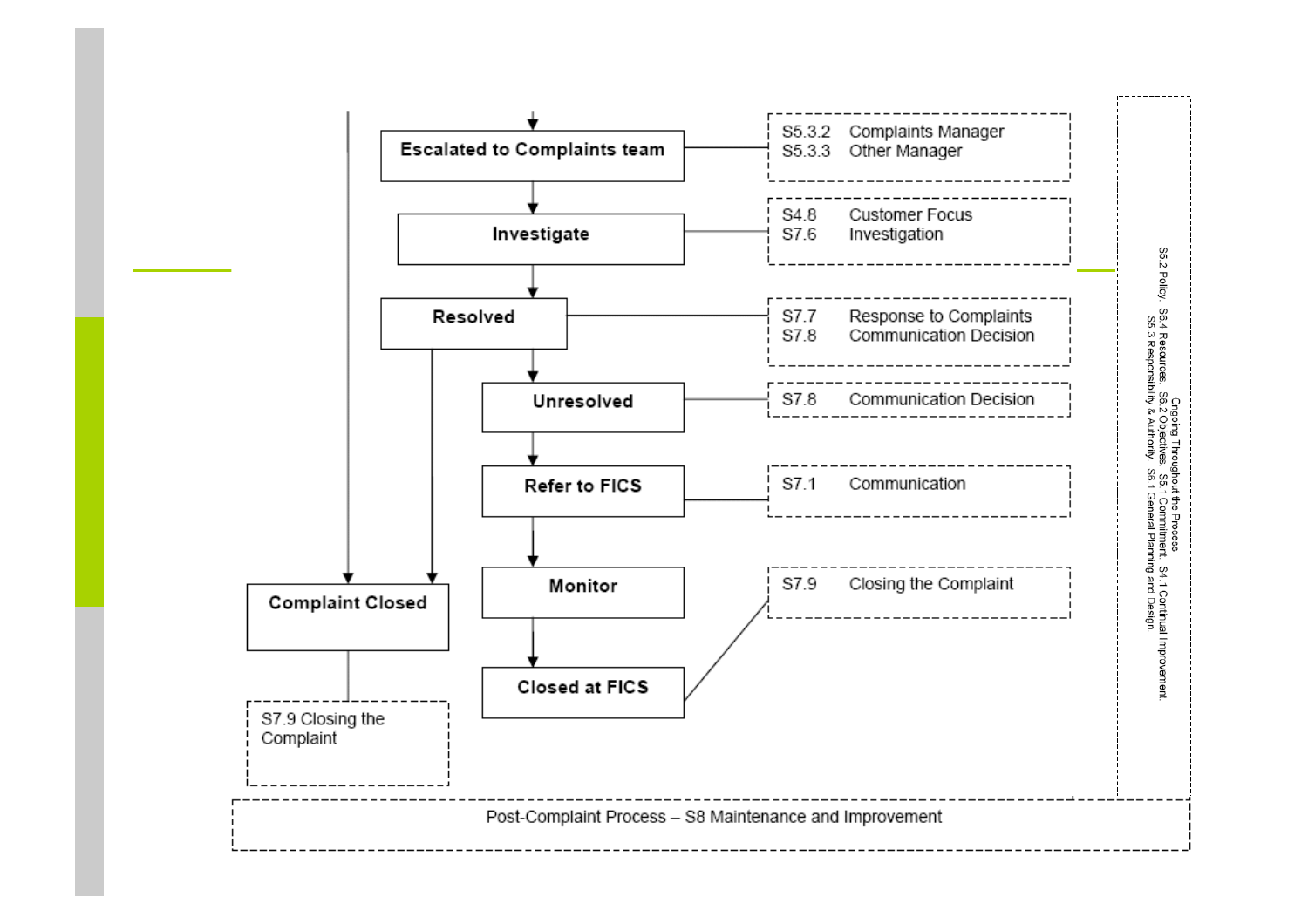**Escalated to Complaints team**

S5.3.2 Complaints Manager
S5.3.3 Other Manager

**Investigate**

S4.8 Customer Focus
S7.6 Investigation

**Resolved**

S7.7 Response to Complaints
S7.8 Communication Decision

**Unresolved**

S7.8 Communication Decision

**Refer to FICS**

S7.1 Communication

**Monitor**

S7.9 Closing the Complaint

**Closed at FICS**

**Complaint Closed**

S7.9 Closing the Complaint

Ongoing Throughout the Process
S5.2 Policy, S6.4 Resources, S6.2 Objectives, S5.1 Commitment, S4.1 Continual Improvement,
S5.3 Responsibility & Authority, S6.1 General Planning and Design.

Post-Complaint Process – S8 Maintenance and Improvement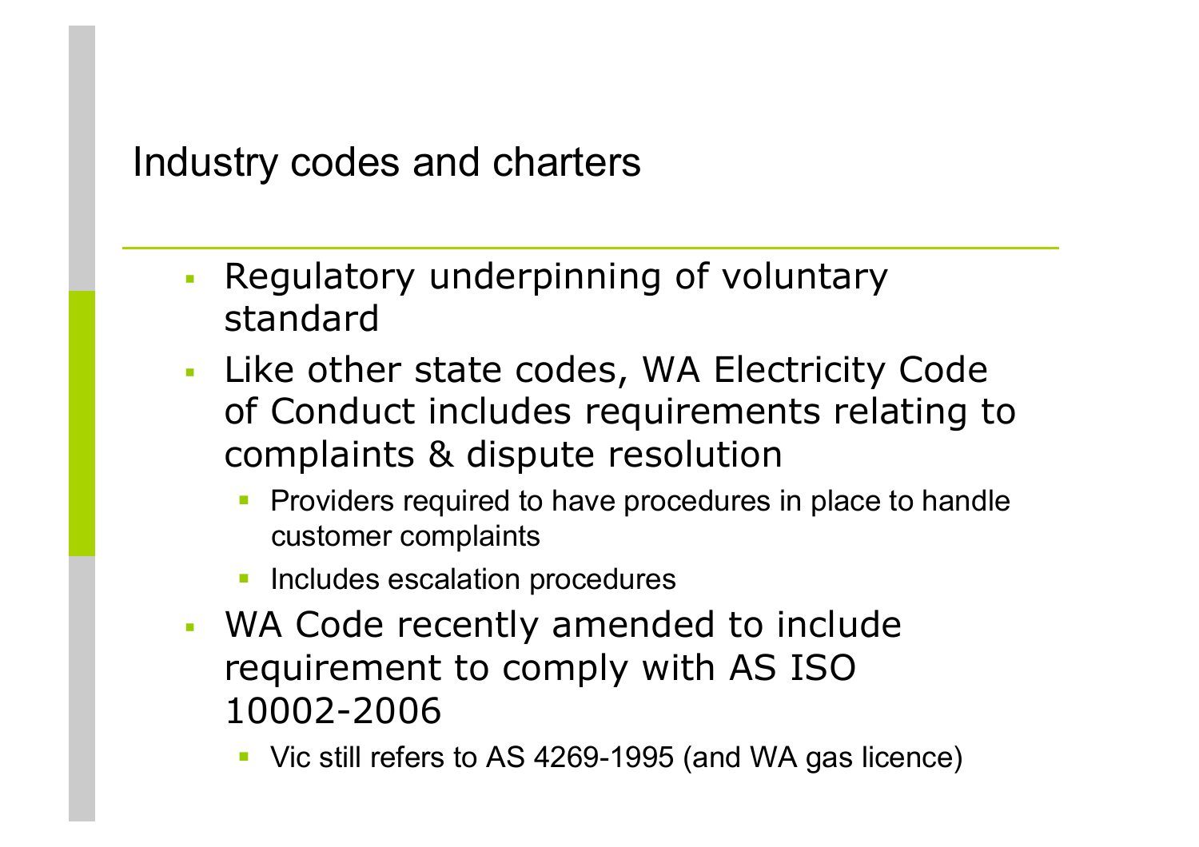## Industry codes and charters

- Regulatory underpinning of voluntary standard
- Like other state codes, WA Electricity Code of Conduct includes requirements relating to complaints & dispute resolution
  - Providers required to have procedures in place to handle customer complaints
  - Includes escalation procedures
- WA Code recently amended to include requirement to comply with AS ISO 10002-2006
  - Vic still refers to AS 4269-1995 (and WA gas licence)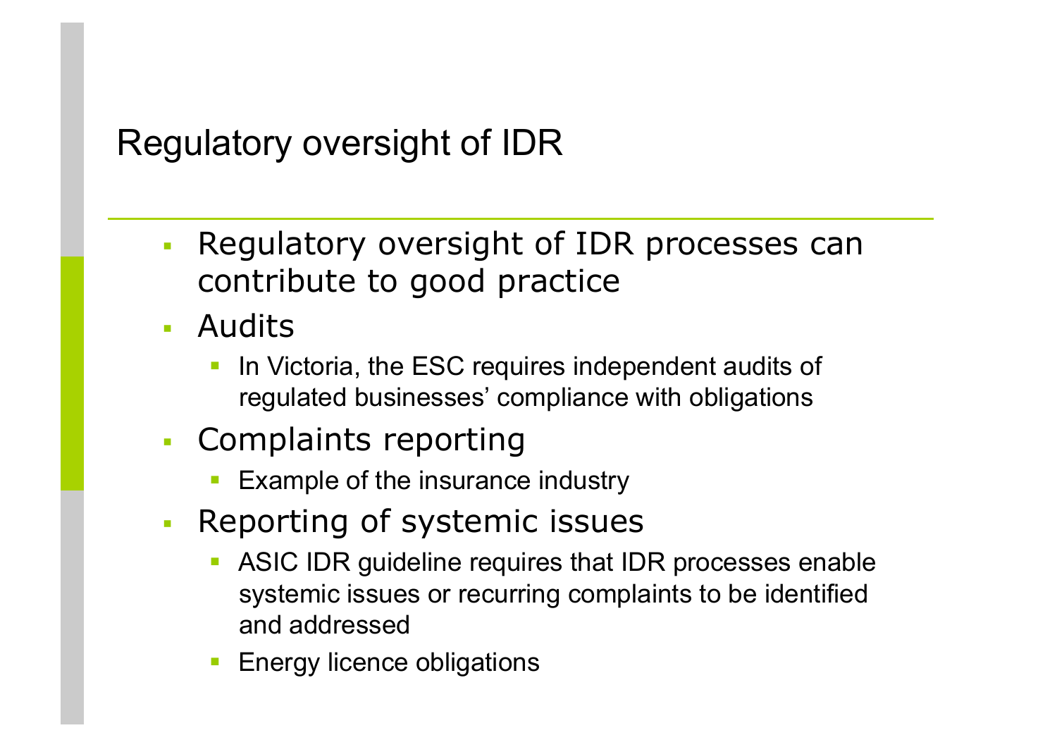# Regulatory oversight of IDR

- Regulatory oversight of IDR processes can contribute to good practice
- Audits
  - In Victoria, the ESC requires independent audits of regulated businesses' compliance with obligations
- Complaints reporting
  - Example of the insurance industry
- Reporting of systemic issues
  - ASIC IDR guideline requires that IDR processes enable systemic issues or recurring complaints to be identified and addressed
  - Energy licence obligations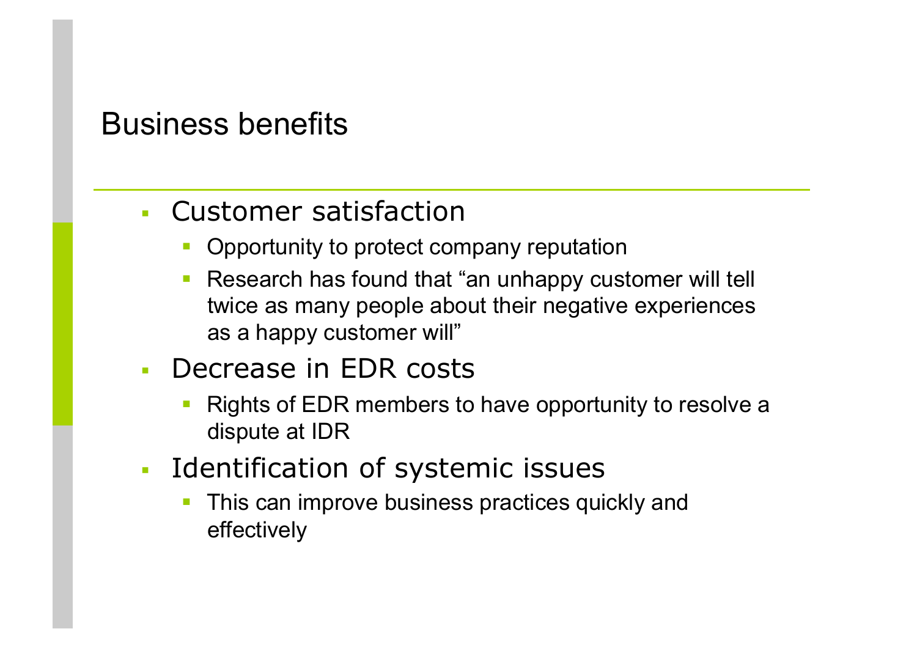# Business benefits

- Customer satisfaction
  - Opportunity to protect company reputation
  - Research has found that "an unhappy customer will tell twice as many people about their negative experiences as a happy customer will"
- Decrease in EDR costs
  - Rights of EDR members to have opportunity to resolve a dispute at IDR
- Identification of systemic issues
  - This can improve business practices quickly and effectively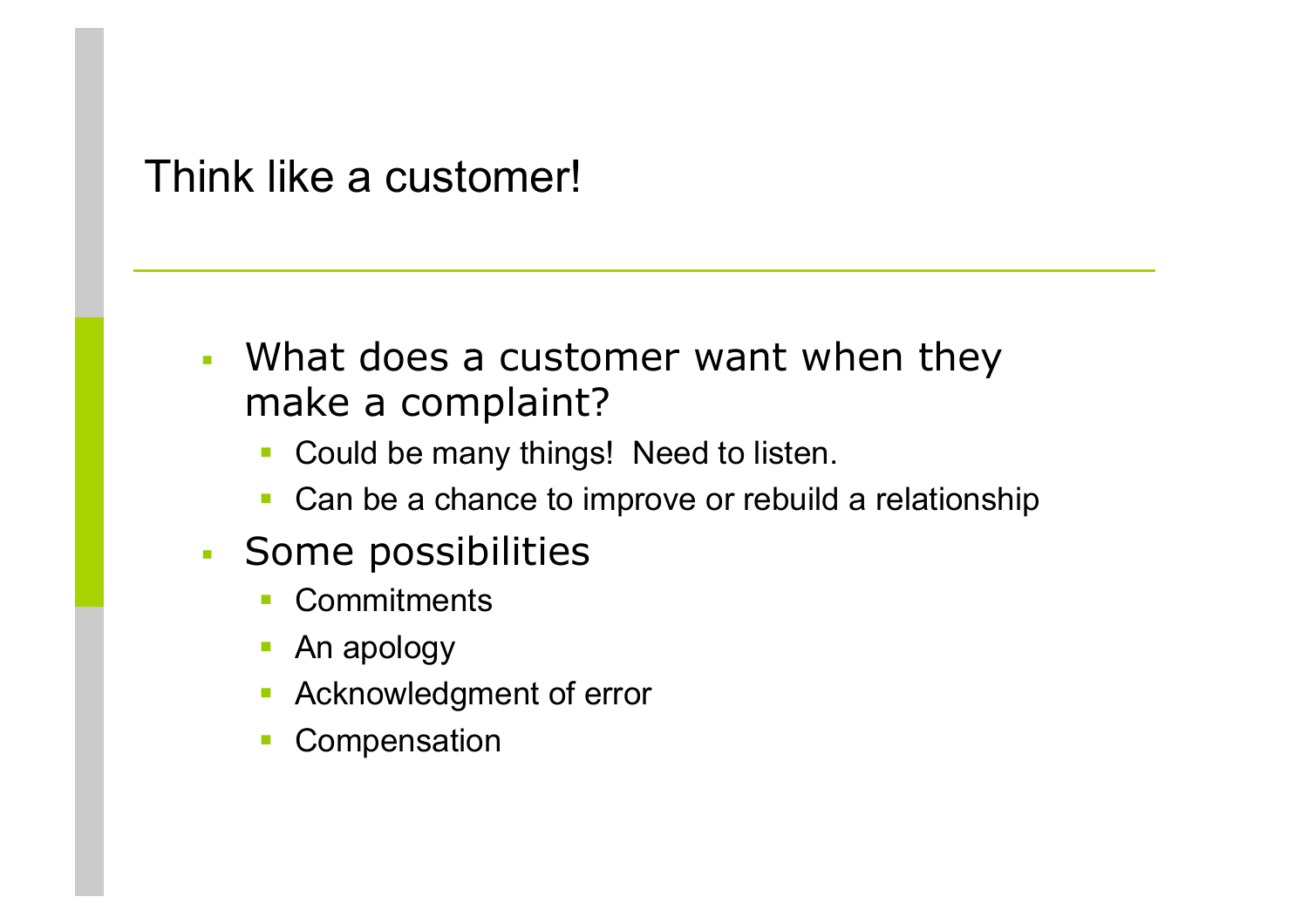# Think like a customer!

- What does a customer want when they make a complaint?
  - Could be many things!  Need to listen.
  - Can be a chance to improve or rebuild a relationship
- Some possibilities
  - Commitments
  - An apology
  - Acknowledgment of error
  - Compensation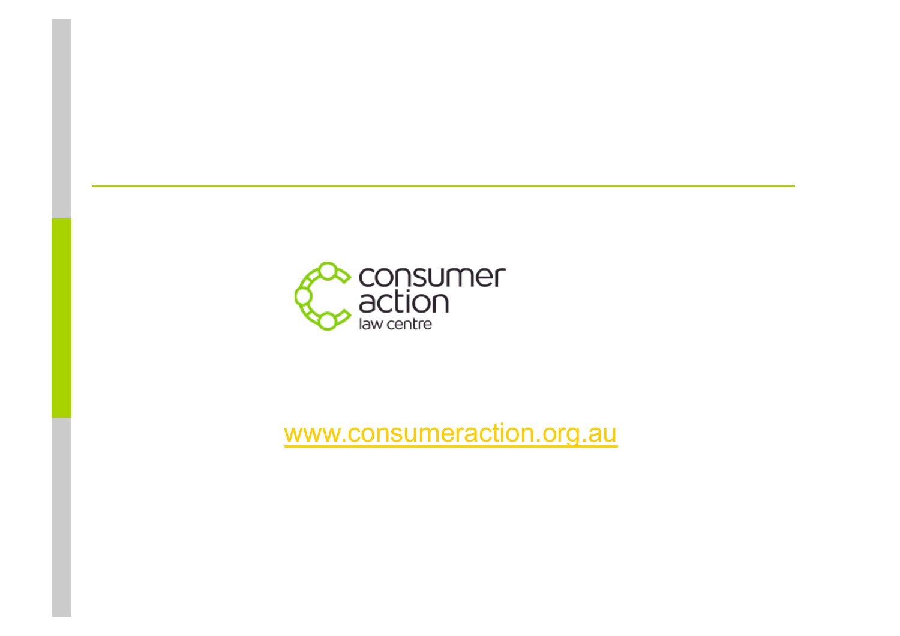consumer action law centre

[www.consumeraction.org.au](http://www.consumeraction.org.au)